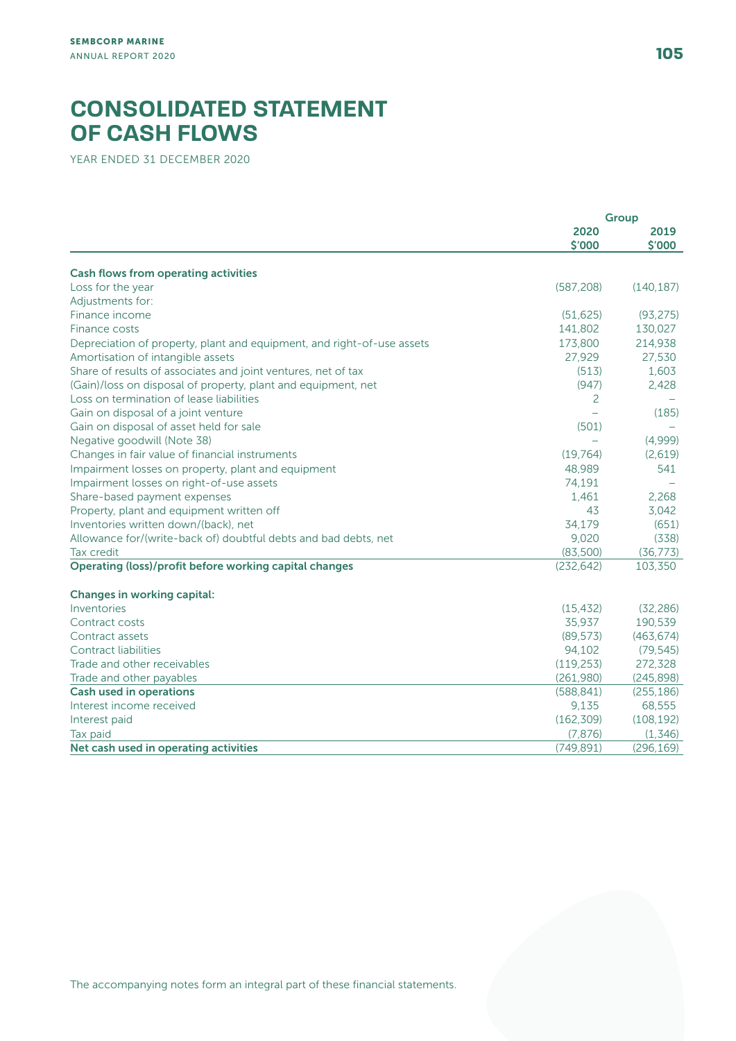# CONSOLIDATED STATEMENT OF CASH FLOWS

YEAR ENDED 31 DECEMBER 2020

| | Group | |
|---|---|---|
| | 2020 $'000 | 2019 $'000 |
| **Cash flows from operating activities** | | |
| Loss for the year | (587,208) | (140,187) |
| Adjustments for: | | |
| Finance income | (51,625) | (93,275) |
| Finance costs | 141,802 | 130,027 |
| Depreciation of property, plant and equipment, and right-of-use assets | 173,800 | 214,938 |
| Amortisation of intangible assets | 27,929 | 27,530 |
| Share of results of associates and joint ventures, net of tax | (513) | 1,603 |
| (Gain)/loss on disposal of property, plant and equipment, net | (947) | 2,428 |
| Loss on termination of lease liabilities | 2 | – |
| Gain on disposal of a joint venture | – | (185) |
| Gain on disposal of asset held for sale | (501) | – |
| Negative goodwill (Note 38) | – | (4,999) |
| Changes in fair value of financial instruments | (19,764) | (2,619) |
| Impairment losses on property, plant and equipment | 48,989 | 541 |
| Impairment losses on right-of-use assets | 74,191 | – |
| Share-based payment expenses | 1,461 | 2,268 |
| Property, plant and equipment written off | 43 | 3,042 |
| Inventories written down/(back), net | 34,179 | (651) |
| Allowance for/(write-back of) doubtful debts and bad debts, net | 9,020 | (338) |
| Tax credit | (83,500) | (36,773) |
| **Operating (loss)/profit before working capital changes** | (232,642) | 103,350 |
| | | |
| **Changes in working capital:** | | |
| Inventories | (15,432) | (32,286) |
| Contract costs | 35,937 | 190,539 |
| Contract assets | (89,573) | (463,674) |
| Contract liabilities | 94,102 | (79,545) |
| Trade and other receivables | (119,253) | 272,328 |
| Trade and other payables | (261,980) | (245,898) |
| **Cash used in operations** | (588,841) | (255,186) |
| Interest income received | 9,135 | 68,555 |
| Interest paid | (162,309) | (108,192) |
| Tax paid | (7,876) | (1,346) |
| **Net cash used in operating activities** | (749,891) | (296,169) |

The accompanying notes form an integral part of these financial statements.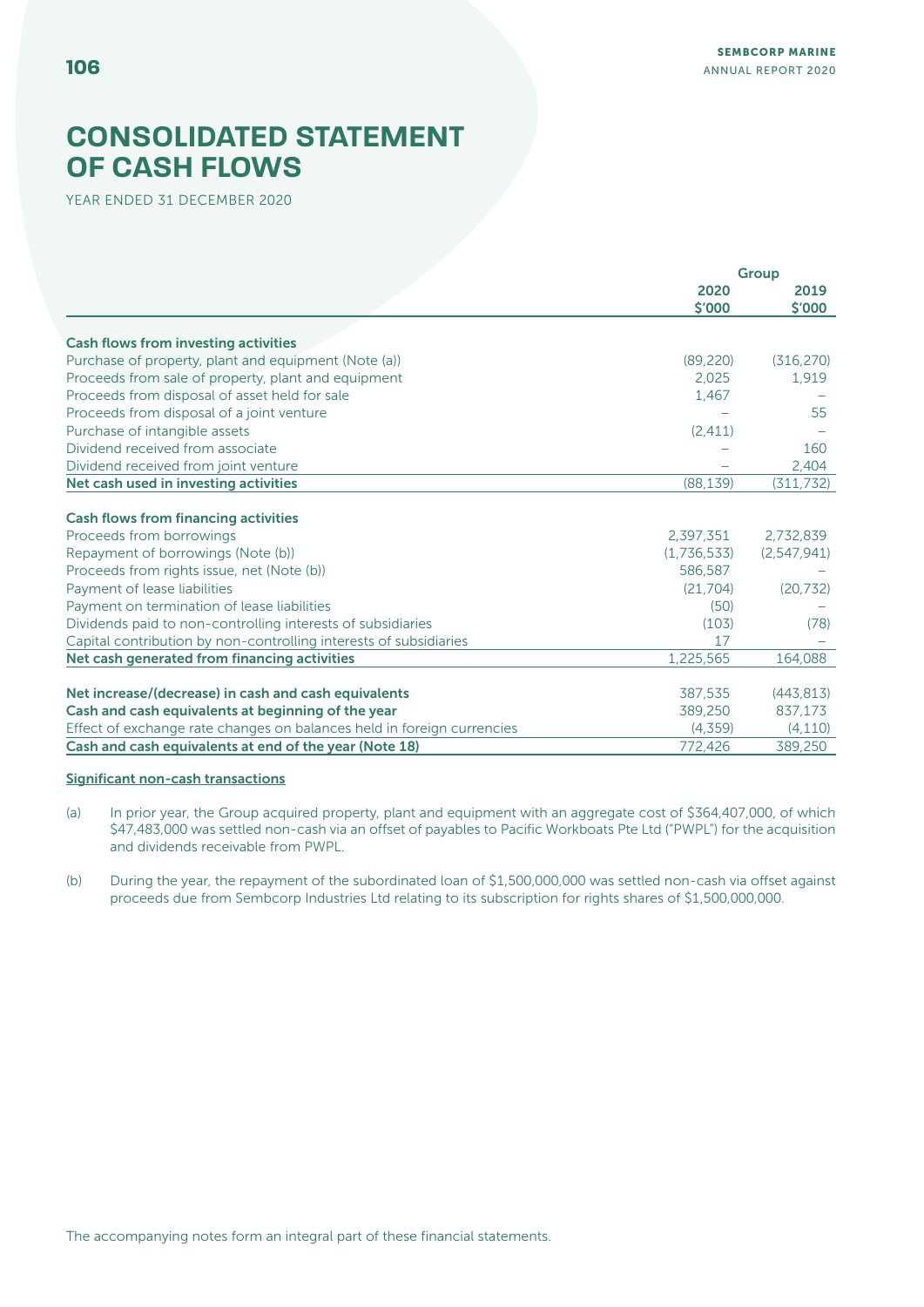# CONSOLIDATED STATEMENT OF CASH FLOWS

YEAR ENDED 31 DECEMBER 2020

| | Group | |
|---|---|---|
| | 2020<br>$'000 | 2019<br>$'000 |
| **Cash flows from investing activities** | | |
| Purchase of property, plant and equipment (Note (a)) | (89,220) | (316,270) |
| Proceeds from sale of property, plant and equipment | 2,025 | 1,919 |
| Proceeds from disposal of asset held for sale | 1,467 | – |
| Proceeds from disposal of a joint venture | – | 55 |
| Purchase of intangible assets | (2,411) | – |
| Dividend received from associate | – | 160 |
| Dividend received from joint venture | – | 2,404 |
| **Net cash used in investing activities** | (88,139) | (311,732) |
| **Cash flows from financing activities** | | |
| Proceeds from borrowings | 2,397,351 | 2,732,839 |
| Repayment of borrowings (Note (b)) | (1,736,533) | (2,547,941) |
| Proceeds from rights issue, net (Note (b)) | 586,587 | – |
| Payment of lease liabilities | (21,704) | (20,732) |
| Payment on termination of lease liabilities | (50) | – |
| Dividends paid to non-controlling interests of subsidiaries | (103) | (78) |
| Capital contribution by non-controlling interests of subsidiaries | 17 | – |
| **Net cash generated from financing activities** | 1,225,565 | 164,088 |
| **Net increase/(decrease) in cash and cash equivalents** | 387,535 | (443,813) |
| **Cash and cash equivalents at beginning of the year** | 389,250 | 837,173 |
| Effect of exchange rate changes on balances held in foreign currencies | (4,359) | (4,110) |
| **Cash and cash equivalents at end of the year (Note 18)** | 772,426 | 389,250 |

**Significant non-cash transactions**

(a) In prior year, the Group acquired property, plant and equipment with an aggregate cost of $364,407,000, of which $47,483,000 was settled non-cash via an offset of payables to Pacific Workboats Pte Ltd ("PWPL") for the acquisition and dividends receivable from PWPL.

(b) During the year, the repayment of the subordinated loan of $1,500,000,000 was settled non-cash via offset against proceeds due from Sembcorp Industries Ltd relating to its subscription for rights shares of $1,500,000,000.

The accompanying notes form an integral part of these financial statements.